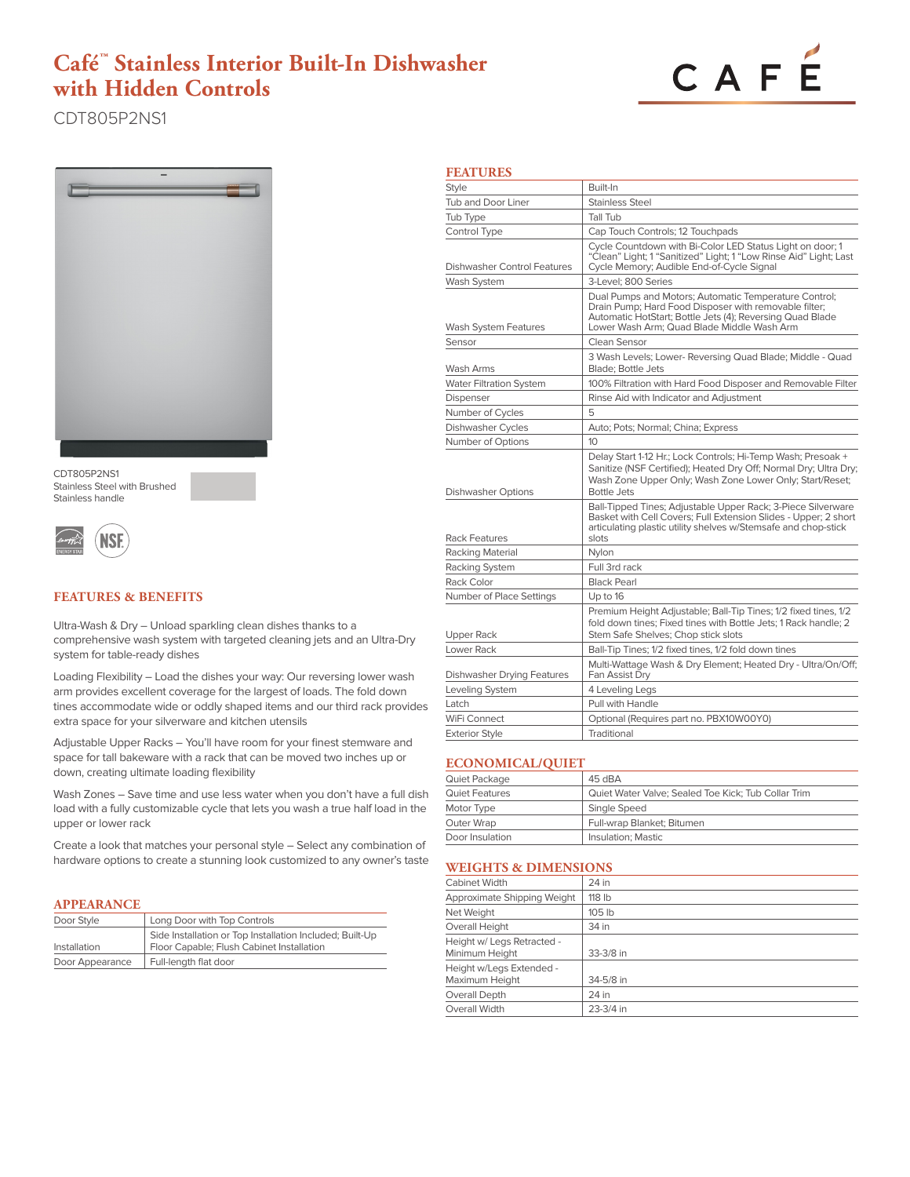# Café™ Stainless Interior Built-In Dishwasher with Hidden Controls

CDT805P2NS1

CDT805P2NS1
Stainless Steel with Brushed Stainless handle

## FEATURES & BENEFITS

Ultra-Wash & Dry – Unload sparkling clean dishes thanks to a comprehensive wash system with targeted cleaning jets and an Ultra-Dry system for table-ready dishes

Loading Flexibility – Load the dishes your way: Our reversing lower wash arm provides excellent coverage for the largest of loads. The fold down tines accommodate wide or oddly shaped items and our third rack provides extra space for your silverware and kitchen utensils

Adjustable Upper Racks – You'll have room for your finest stemware and space for tall bakeware with a rack that can be moved two inches up or down, creating ultimate loading flexibility

Wash Zones – Save time and use less water when you don't have a full dish load with a fully customizable cycle that lets you wash a true half load in the upper or lower rack

Create a look that matches your personal style – Select any combination of hardware options to create a stunning look customized to any owner's taste

## APPEARANCE

| | |
|---|---|
| Door Style | Long Door with Top Controls |
| Installation | Side Installation or Top Installation Included; Built-Up Floor Capable; Flush Cabinet Installation |
| Door Appearance | Full-length flat door |

## FEATURES

| | |
|---|---|
| Style | Built-In |
| Tub and Door Liner | Stainless Steel |
| Tub Type | Tall Tub |
| Control Type | Cap Touch Controls; 12 Touchpads |
| Dishwasher Control Features | Cycle Countdown with Bi-Color LED Status Light on door; 1 "Clean" Light; 1 "Sanitized" Light; 1 "Low Rinse Aid" Light; Last Cycle Memory; Audible End-of-Cycle Signal |
| Wash System | 3-Level; 800 Series |
| Wash System Features | Dual Pumps and Motors; Automatic Temperature Control; Drain Pump; Hard Food Disposer with removable filter; Automatic HotStart; Bottle Jets (4); Reversing Quad Blade Lower Wash Arm; Quad Blade Middle Wash Arm |
| Sensor | Clean Sensor |
| Wash Arms | 3 Wash Levels; Lower- Reversing Quad Blade; Middle - Quad Blade; Bottle Jets |
| Water Filtration System | 100% Filtration with Hard Food Disposer and Removable Filter |
| Dispenser | Rinse Aid with Indicator and Adjustment |
| Number of Cycles | 5 |
| Dishwasher Cycles | Auto; Pots; Normal; China; Express |
| Number of Options | 10 |
| Dishwasher Options | Delay Start 1-12 Hr.; Lock Controls; Hi-Temp Wash; Presoak + Sanitize (NSF Certified); Heated Dry Off; Normal Dry; Ultra Dry; Wash Zone Upper Only; Wash Zone Lower Only; Start/Reset; Bottle Jets |
| Rack Features | Ball-Tipped Tines; Adjustable Upper Rack; 3-Piece Silverware Basket with Cell Covers; Full Extension Slides - Upper; 2 short articulating plastic utility shelves w/Stemsafe and chop-stick slots |
| Racking Material | Nylon |
| Racking System | Full 3rd rack |
| Rack Color | Black Pearl |
| Number of Place Settings | Up to 16 |
| Upper Rack | Premium Height Adjustable; Ball-Tip Tines; 1/2 fixed tines, 1/2 fold down tines; Fixed tines with Bottle Jets; 1 Rack handle; 2 Stem Safe Shelves; Chop stick slots |
| Lower Rack | Ball-Tip Tines; 1/2 fixed tines, 1/2 fold down tines |
| Dishwasher Drying Features | Multi-Wattage Wash & Dry Element; Heated Dry - Ultra/On/Off; Fan Assist Dry |
| Leveling System | 4 Leveling Legs |
| Latch | Pull with Handle |
| WiFi Connect | Optional (Requires part no. PBX10W00Y0) |
| Exterior Style | Traditional |

## ECONOMICAL/QUIET

| | |
|---|---|
| Quiet Package | 45 dBA |
| Quiet Features | Quiet Water Valve; Sealed Toe Kick; Tub Collar Trim |
| Motor Type | Single Speed |
| Outer Wrap | Full-wrap Blanket; Bitumen |
| Door Insulation | Insulation; Mastic |

## WEIGHTS & DIMENSIONS

| | |
|---|---|
| Cabinet Width | 24 in |
| Approximate Shipping Weight | 118 lb |
| Net Weight | 105 lb |
| Overall Height | 34 in |
| Height w/ Legs Retracted - Minimum Height | 33-3/8 in |
| Height w/Legs Extended - Maximum Height | 34-5/8 in |
| Overall Depth | 24 in |
| Overall Width | 23-3/4 in |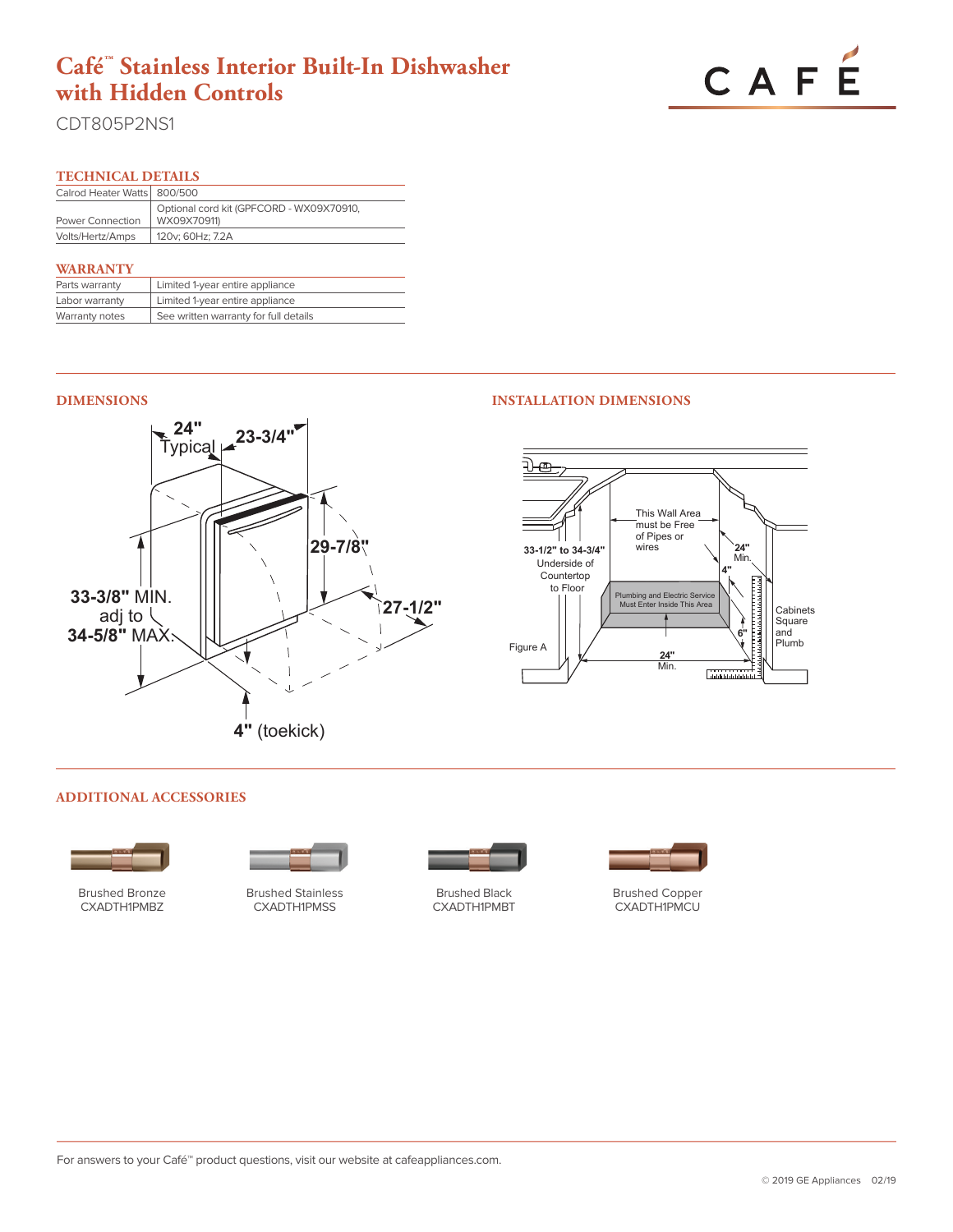# Café™ Stainless Interior Built-In Dishwasher with Hidden Controls

CDT805P2NS1

## TECHNICAL DETAILS

| | |
|---|---|
| Calrod Heater Watts | 800/500 |
| Power Connection | Optional cord kit (GPFCORD - WX09X70910, WX09X70911) |
| Volts/Hertz/Amps | 120v; 60Hz; 7.2A |

## WARRANTY

| | |
|---|---|
| Parts warranty | Limited 1-year entire appliance |
| Labor warranty | Limited 1-year entire appliance |
| Warranty notes | See written warranty for full details |

## DIMENSIONS

24" Typical

23-3/4"

29-7/8"

27-1/2"

33-3/8" MIN. adj to 34-5/8" MAX.

4" (toekick)

## INSTALLATION DIMENSIONS

This Wall Area must be Free of Pipes or wires

33-1/2" to 34-3/4" Underside of Countertop to Floor

24" Min.

4"

Plumbing and Electric Service Must Enter Inside This Area

6"

Cabinets Square and Plumb

Figure A

24" Min.

## ADDITIONAL ACCESSORIES

Brushed Bronze
CXADTH1PMBZ

Brushed Stainless
CXADTH1PMSS

Brushed Black
CXADTH1PMBT

Brushed Copper
CXADTH1PMCU

For answers to your Café™ product questions, visit our website at cafeappliances.com.

© 2019 GE Appliances 02/19